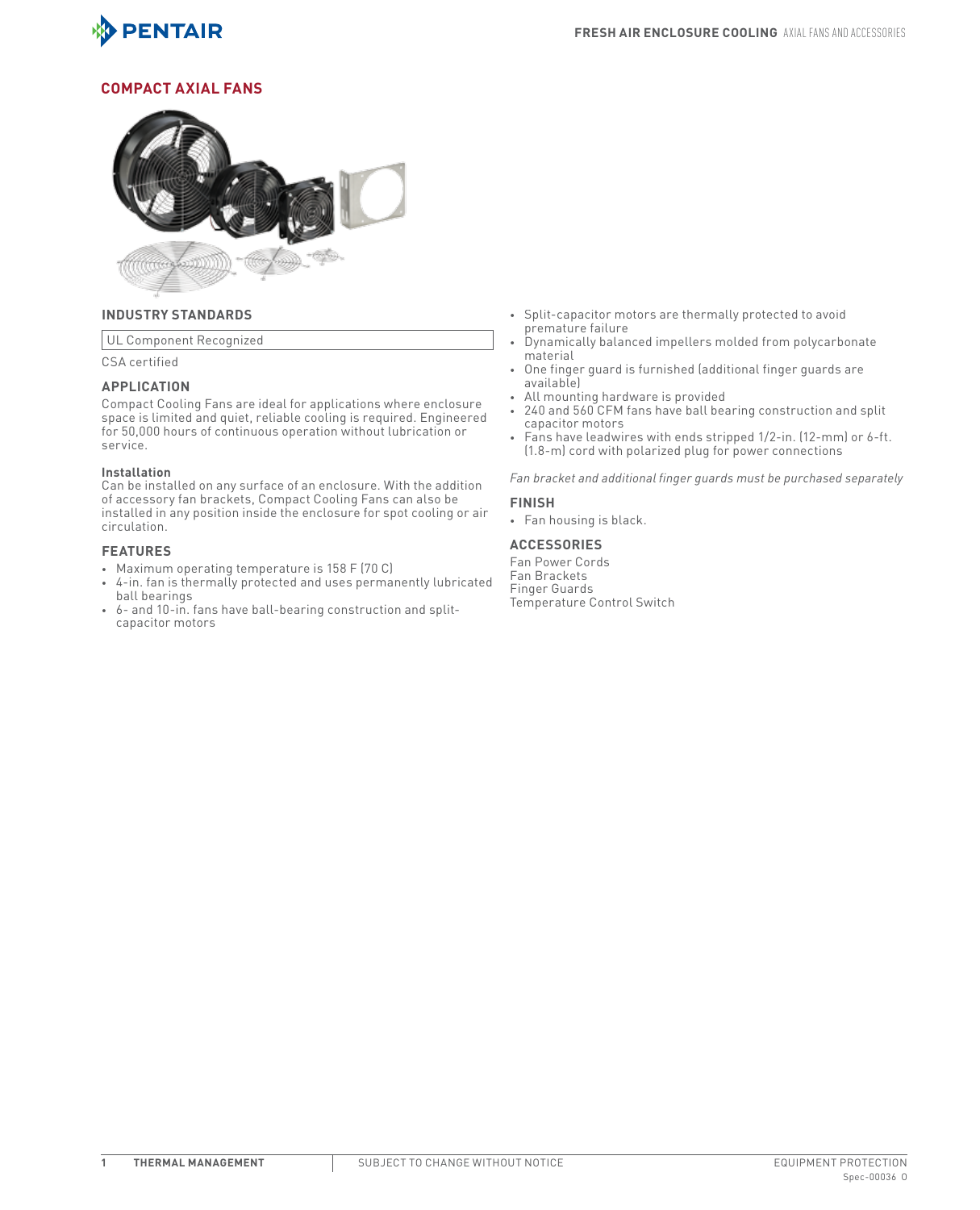# COMPACT AXIAL FANS

## INDUSTRY STANDARDS

UL Component Recognized

CSA certified

## APPLICATION

Compact Cooling Fans are ideal for applications where enclosure space is limited and quiet, reliable cooling is required. Engineered for 50,000 hours of continuous operation without lubrication or service.

**Installation**

Can be installed on any surface of an enclosure. With the addition of accessory fan brackets, Compact Cooling Fans can also be installed in any position inside the enclosure for spot cooling or air circulation.

## FEATURES

- Maximum operating temperature is 158 F (70 C)
- 4-in. fan is thermally protected and uses permanently lubricated ball bearings
- 6- and 10-in. fans have ball-bearing construction and split-capacitor motors
- Split-capacitor motors are thermally protected to avoid premature failure
- Dynamically balanced impellers molded from polycarbonate material
- One finger guard is furnished (additional finger guards are available)
- All mounting hardware is provided
- 240 and 560 CFM fans have ball bearing construction and split capacitor motors
- Fans have leadwires with ends stripped 1/2-in. (12-mm) or 6-ft. (1.8-m) cord with polarized plug for power connections

*Fan bracket and additional finger guards must be purchased separately*

## FINISH

- Fan housing is black.

## ACCESSORIES

Fan Power Cords
Fan Brackets
Finger Guards
Temperature Control Switch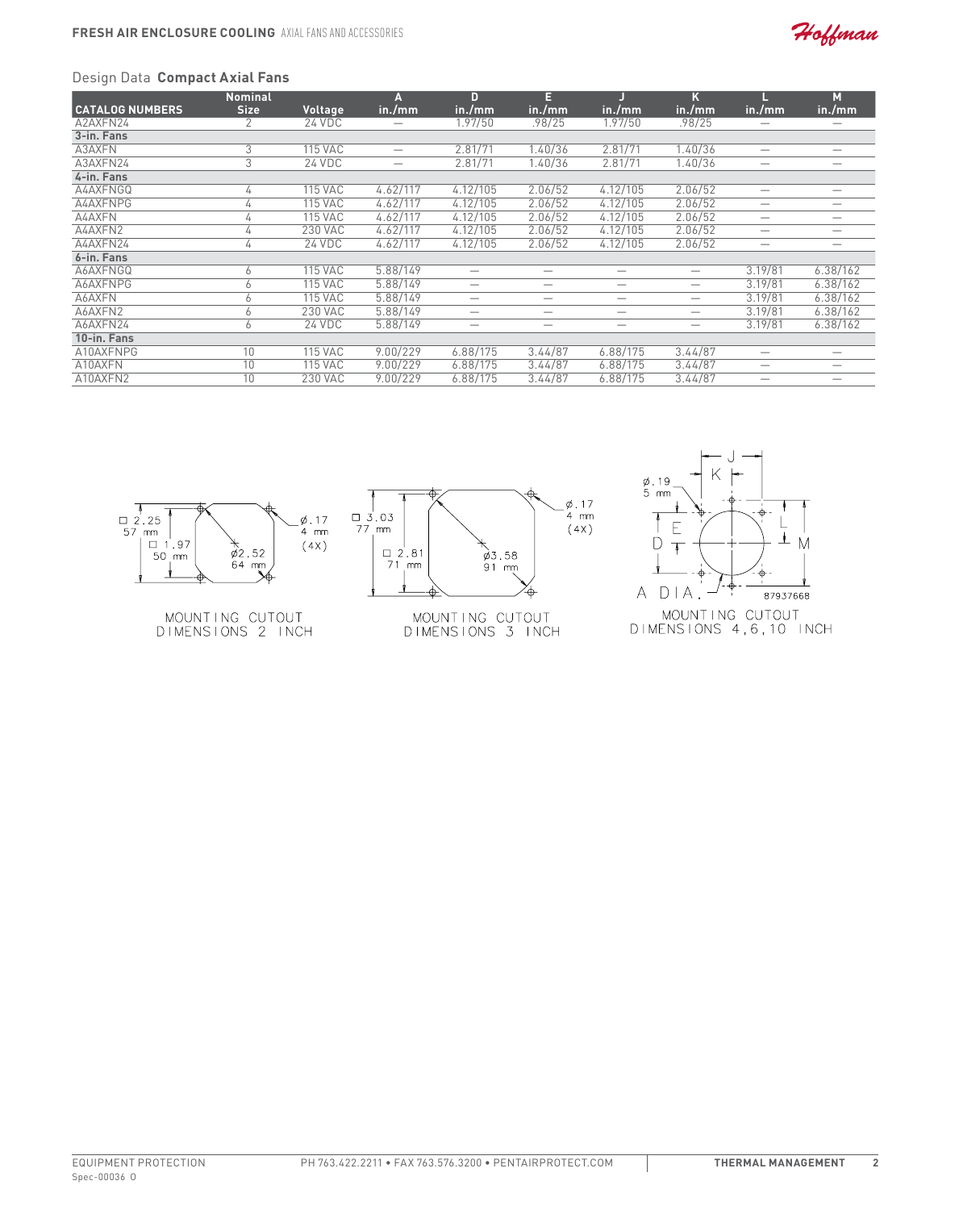## Design Data **Compact Axial Fans**

| CATALOG NUMBERS | Nominal Size | Voltage | A in./mm | D in./mm | E in./mm | J in./mm | K in./mm | L in./mm | M in./mm |
|---|---|---|---|---|---|---|---|---|---|
| A2AXFN24 | 2 | 24 VDC | — | 1.97/50 | .98/25 | 1.97/50 | .98/25 | — | — |
| **3-in. Fans** | | | | | | | | | |
| A3AXFN | 3 | 115 VAC | — | 2.81/71 | 1.40/36 | 2.81/71 | 1.40/36 | — | — |
| A3AXFN24 | 3 | 24 VDC | — | 2.81/71 | 1.40/36 | 2.81/71 | 1.40/36 | — | — |
| **4-in. Fans** | | | | | | | | | |
| A4AXFNGQ | 4 | 115 VAC | 4.62/117 | 4.12/105 | 2.06/52 | 4.12/105 | 2.06/52 | — | — |
| A4AXFNPG | 4 | 115 VAC | 4.62/117 | 4.12/105 | 2.06/52 | 4.12/105 | 2.06/52 | — | — |
| A4AXFN | 4 | 115 VAC | 4.62/117 | 4.12/105 | 2.06/52 | 4.12/105 | 2.06/52 | — | — |
| A4AXFN2 | 4 | 230 VAC | 4.62/117 | 4.12/105 | 2.06/52 | 4.12/105 | 2.06/52 | — | — |
| A4AXFN24 | 4 | 24 VDC | 4.62/117 | 4.12/105 | 2.06/52 | 4.12/105 | 2.06/52 | — | — |
| **6-in. Fans** | | | | | | | | | |
| A6AXFNGQ | 6 | 115 VAC | 5.88/149 | — | — | — | — | 3.19/81 | 6.38/162 |
| A6AXFNPG | 6 | 115 VAC | 5.88/149 | — | — | — | — | 3.19/81 | 6.38/162 |
| A6AXFN | 6 | 115 VAC | 5.88/149 | — | — | — | — | 3.19/81 | 6.38/162 |
| A6AXFN2 | 6 | 230 VAC | 5.88/149 | — | — | — | — | 3.19/81 | 6.38/162 |
| A6AXFN24 | 6 | 24 VDC | 5.88/149 | — | — | — | — | 3.19/81 | 6.38/162 |
| **10-in. Fans** | | | | | | | | | |
| A10AXFNPG | 10 | 115 VAC | 9.00/229 | 6.88/175 | 3.44/87 | 6.88/175 | 3.44/87 | — | — |
| A10AXFN | 10 | 115 VAC | 9.00/229 | 6.88/175 | 3.44/87 | 6.88/175 | 3.44/87 | — | — |
| A10AXFN2 | 10 | 230 VAC | 9.00/229 | 6.88/175 | 3.44/87 | 6.88/175 | 3.44/87 | — | — |

□ 2.25 57 mm; □ 1.97 50 mm; Ø2.52 64 mm; Ø.17 4 mm (4X)

MOUNTING CUTOUT DIMENSIONS 2 INCH

□ 3.03 77 mm; □ 2.81 71 mm; Ø3.58 91 mm; Ø.17 4 mm (4X)

MOUNTING CUTOUT DIMENSIONS 3 INCH

Ø.19 5 mm; J; K; D; E; L; M; A DIA.; 87937668

MOUNTING CUTOUT DIMENSIONS 4,6,10 INCH

Spec-00036 O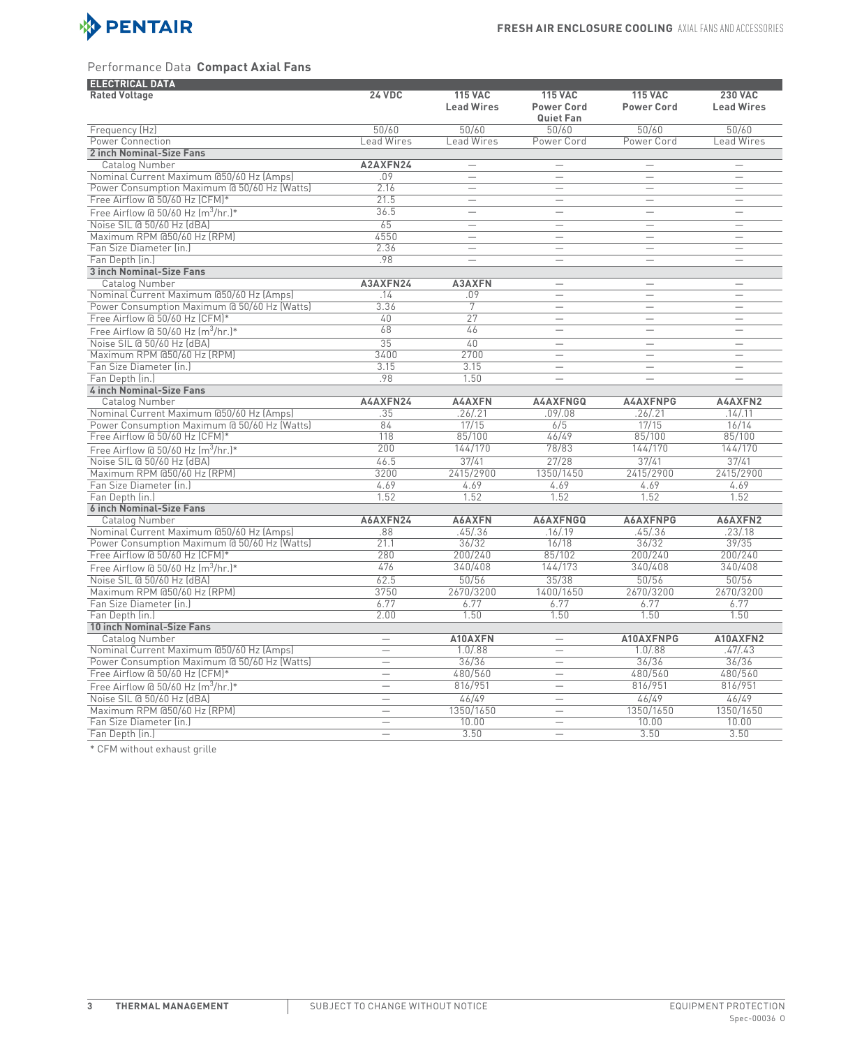Performance Data **Compact Axial Fans**

| ELECTRICAL DATA | | | | | |
|---|---|---|---|---|---|
| **Rated Voltage** | **24 VDC** | **115 VAC Lead Wires** | **115 VAC Power Cord Quiet Fan** | **115 VAC Power Cord** | **230 VAC Lead Wires** |
| Frequency (Hz) | 50/60 | 50/60 | 50/60 | 50/60 | 50/60 |
| Power Connection | Lead Wires | Lead Wires | Power Cord | Power Cord | Lead Wires |
| **2 inch Nominal-Size Fans** | | | | | |
| Catalog Number | **A2AXFN24** | — | — | — | — |
| Nominal Current Maximum @50/60 Hz (Amps) | .09 | — | — | — | — |
| Power Consumption Maximum @ 50/60 Hz (Watts) | 2.16 | — | — | — | — |
| Free Airflow @ 50/60 Hz (CFM)* | 21.5 | — | — | — | — |
| Free Airflow @ 50/60 Hz ($m^3$/hr.)* | 36.5 | — | — | — | — |
| Noise SIL @ 50/60 Hz (dBA) | 65 | — | — | — | — |
| Maximum RPM @50/60 Hz (RPM) | 4550 | — | — | — | — |
| Fan Size Diameter (in.) | 2.36 | — | — | — | — |
| Fan Depth (in.) | .98 | — | — | — | — |
| **3 inch Nominal-Size Fans** | | | | | |
| Catalog Number | **A3AXFN24** | **A3AXFN** | — | — | — |
| Nominal Current Maximum @50/60 Hz (Amps) | .14 | .09 | — | — | — |
| Power Consumption Maximum @ 50/60 Hz (Watts) | 3.36 | 7 | — | — | — |
| Free Airflow @ 50/60 Hz (CFM)* | 40 | 27 | — | — | — |
| Free Airflow @ 50/60 Hz ($m^3$/hr.)* | 68 | 46 | — | — | — |
| Noise SIL @ 50/60 Hz (dBA) | 35 | 40 | — | — | — |
| Maximum RPM @50/60 Hz (RPM) | 3400 | 2700 | — | — | — |
| Fan Size Diameter (in.) | 3.15 | 3.15 | — | — | — |
| Fan Depth (in.) | .98 | 1.50 | — | — | — |
| **4 inch Nominal-Size Fans** | | | | | |
| Catalog Number | **A4AXFN24** | **A4AXFN** | **A4AXFNGQ** | **A4AXFNPG** | **A4AXFN2** |
| Nominal Current Maximum @50/60 Hz (Amps) | .35 | .26/.21 | .09/.08 | .26/.21 | .14/.11 |
| Power Consumption Maximum @ 50/60 Hz (Watts) | 84 | 17/15 | 6/5 | 17/15 | 16/14 |
| Free Airflow @ 50/60 Hz (CFM)* | 118 | 85/100 | 46/49 | 85/100 | 85/100 |
| Free Airflow @ 50/60 Hz ($m^3$/hr.)* | 200 | 144/170 | 78/83 | 144/170 | 144/170 |
| Noise SIL @ 50/60 Hz (dBA) | 46.5 | 37/41 | 27/28 | 37/41 | 37/41 |
| Maximum RPM @50/60 Hz (RPM) | 3200 | 2415/2900 | 1350/1450 | 2415/2900 | 2415/2900 |
| Fan Size Diameter (in.) | 4.69 | 4.69 | 4.69 | 4.69 | 4.69 |
| Fan Depth (in.) | 1.52 | 1.52 | 1.52 | 1.52 | 1.52 |
| **6 inch Nominal-Size Fans** | | | | | |
| Catalog Number | **A6AXFN24** | **A6AXFN** | **A6AXFNGQ** | **A6AXFNPG** | **A6AXFN2** |
| Nominal Current Maximum @50/60 Hz (Amps) | .88 | .45/.36 | .16/.19 | .45/.36 | .23/.18 |
| Power Consumption Maximum @ 50/60 Hz (Watts) | 21.1 | 36/32 | 16/18 | 36/32 | 39/35 |
| Free Airflow @ 50/60 Hz (CFM)* | 280 | 200/240 | 85/102 | 200/240 | 200/240 |
| Free Airflow @ 50/60 Hz ($m^3$/hr.)* | 476 | 340/408 | 144/173 | 340/408 | 340/408 |
| Noise SIL @ 50/60 Hz (dBA) | 62.5 | 50/56 | 35/38 | 50/56 | 50/56 |
| Maximum RPM @50/60 Hz (RPM) | 3750 | 2670/3200 | 1400/1650 | 2670/3200 | 2670/3200 |
| Fan Size Diameter (in.) | 6.77 | 6.77 | 6.77 | 6.77 | 6.77 |
| Fan Depth (in.) | 2.00 | 1.50 | 1.50 | 1.50 | 1.50 |
| **10 inch Nominal-Size Fans** | | | | | |
| Catalog Number | — | **A10AXFN** | — | **A10AXFNPG** | **A10AXFN2** |
| Nominal Current Maximum @50/60 Hz (Amps) | — | 1.0/.88 | — | 1.0/.88 | .47/.43 |
| Power Consumption Maximum @ 50/60 Hz (Watts) | — | 36/36 | — | 36/36 | 36/36 |
| Free Airflow @ 50/60 Hz (CFM)* | — | 480/560 | — | 480/560 | 480/560 |
| Free Airflow @ 50/60 Hz ($m^3$/hr.)* | — | 816/951 | — | 816/951 | 816/951 |
| Noise SIL @ 50/60 Hz (dBA) | — | 46/49 | — | 46/49 | 46/49 |
| Maximum RPM @50/60 Hz (RPM) | — | 1350/1650 | — | 1350/1650 | 1350/1650 |
| Fan Size Diameter (in.) | — | 10.00 | — | 10.00 | 10.00 |
| Fan Depth (in.) | — | 3.50 | — | 3.50 | 3.50 |

* CFM without exhaust grille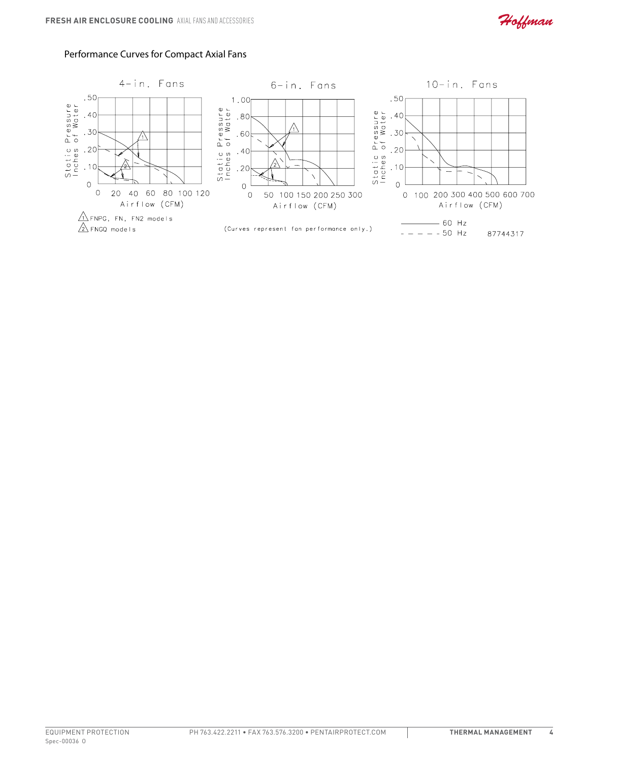## Performance Curves for Compact Axial Fans

4-in. Fans

6-in. Fans

10-in. Fans

Static Pressure Inches of Water

Airflow (CFM)

1 FNPG, FN, FN2 models

2 FNGQ models

(Curves represent fan performance only.)

——— 60 Hz

- - - - 50 Hz

87744317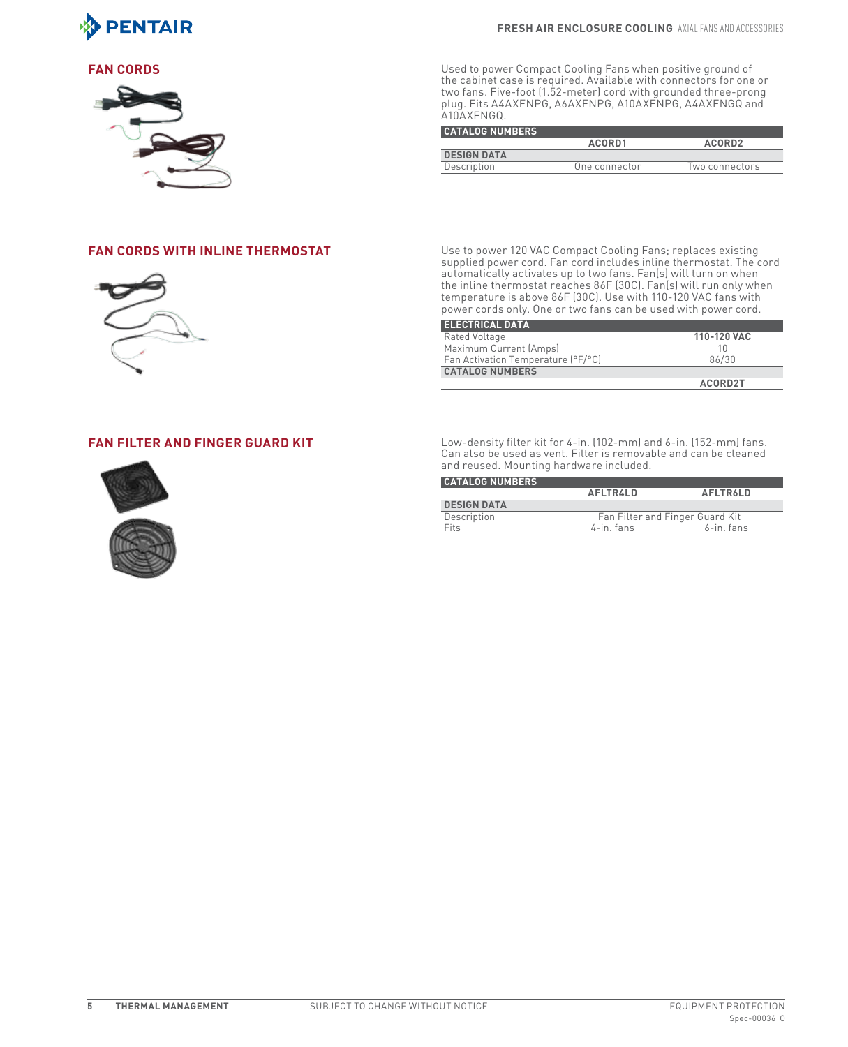## FAN CORDS

Used to power Compact Cooling Fans when positive ground of the cabinet case is required. Available with connectors for one or two fans. Five-foot (1.52-meter) cord with grounded three-prong plug. Fits A4AXFNPG, A6AXFNPG, A10AXFNPG, A4AXFNGQ and A10AXFNGQ.

| CATALOG NUMBERS | | |
|---|---|---|
| | ACORD1 | ACORD2 |
| **DESIGN DATA** | | |
| Description | One connector | Two connectors |

## FAN CORDS WITH INLINE THERMOSTAT

Use to power 120 VAC Compact Cooling Fans; replaces existing supplied power cord. Fan cord includes inline thermostat. The cord automatically activates up to two fans. Fan(s) will turn on when the inline thermostat reaches 86F (30C). Fan(s) will run only when temperature is above 86F (30C). Use with 110-120 VAC fans with power cords only. One or two fans can be used with power cord.

| ELECTRICAL DATA | |
|---|---|
| Rated Voltage | **110-120 VAC** |
| Maximum Current (Amps) | 10 |
| Fan Activation Temperature (°F/°C) | 86/30 |
| **CATALOG NUMBERS** | |
| | **ACORD2T** |

## FAN FILTER AND FINGER GUARD KIT

Low-density filter kit for 4-in. (102-mm) and 6-in. (152-mm) fans. Can also be used as vent. Filter is removable and can be cleaned and reused. Mounting hardware included.

| CATALOG NUMBERS | | |
|---|---|---|
| | AFLTR4LD | AFLTR6LD |
| **DESIGN DATA** | | |
| Description | Fan Filter and Finger Guard Kit | |
| Fits | 4-in. fans | 6-in. fans |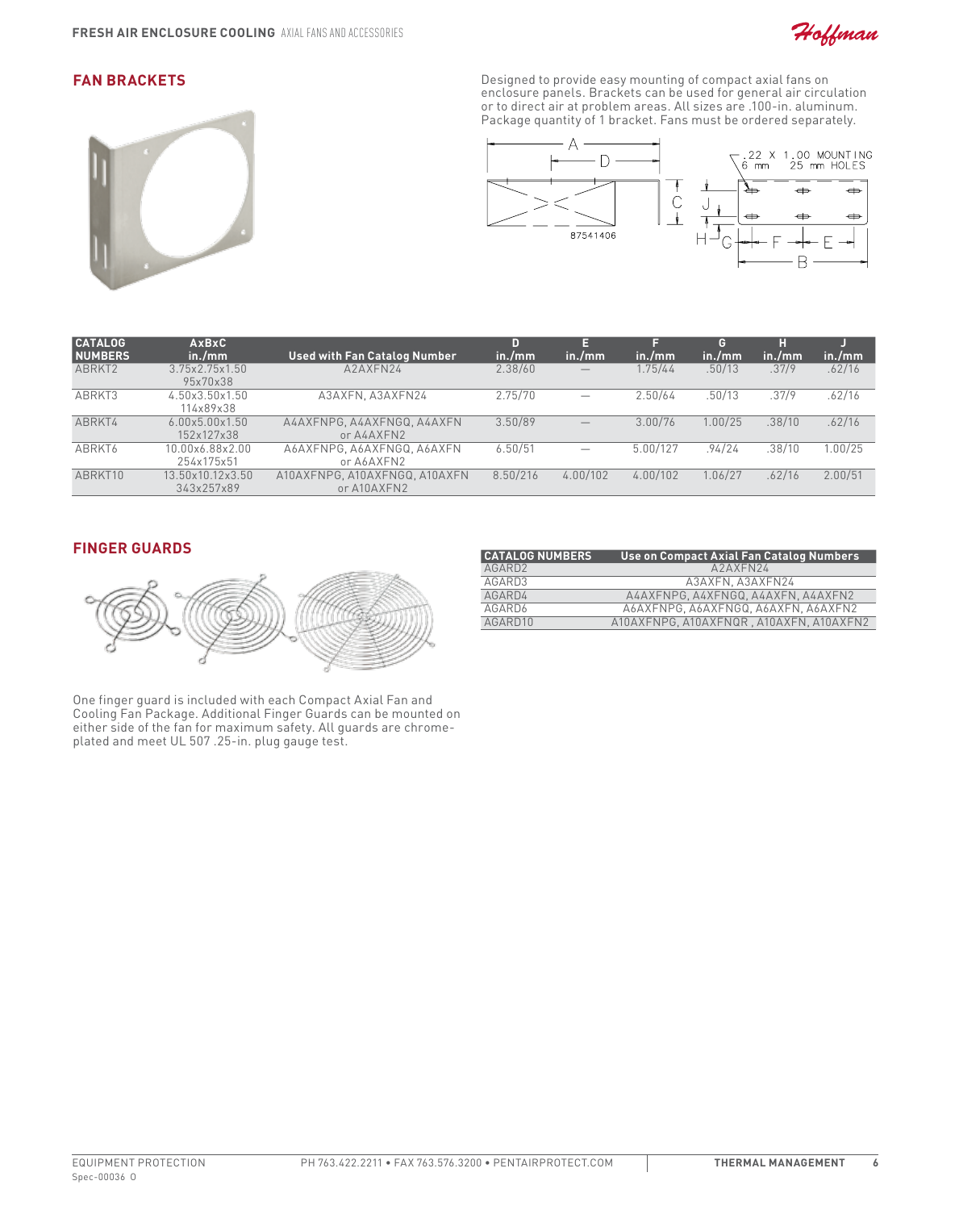## FAN BRACKETS

Designed to provide easy mounting of compact axial fans on enclosure panels. Brackets can be used for general air circulation or to direct air at problem areas. All sizes are .100-in. aluminum. Package quantity of 1 bracket. Fans must be ordered separately.

A
D
C
J
87541406
.22 X 1.00 MOUNTING
6 mm 25 mm HOLES
H
G
F
E
B

| CATALOG NUMBERS | AxBxC in./mm | Used with Fan Catalog Number | D in./mm | E in./mm | F in./mm | G in./mm | H in./mm | J in./mm |
|---|---|---|---|---|---|---|---|---|
| ABRKT2 | 3.75x2.75x1.50 95x70x38 | A2AXFN24 | 2.38/60 | — | 1.75/44 | .50/13 | .37/9 | .62/16 |
| ABRKT3 | 4.50x3.50x1.50 114x89x38 | A3AXFN, A3AXFN24 | 2.75/70 | — | 2.50/64 | .50/13 | .37/9 | .62/16 |
| ABRKT4 | 6.00x5.00x1.50 152x127x38 | A4AXFNPG, A4AXFNGQ, A4AXFN or A4AXFN2 | 3.50/89 | — | 3.00/76 | 1.00/25 | .38/10 | .62/16 |
| ABRKT6 | 10.00x6.88x2.00 254x175x51 | A6AXFNPG, A6AXFNGQ, A6AXFN or A6AXFN2 | 6.50/51 | — | 5.00/127 | .94/24 | .38/10 | 1.00/25 |
| ABRKT10 | 13.50x10.12x3.50 343x257x89 | A10AXFNPG, A10AXFNGQ, A10AXFN or A10AXFN2 | 8.50/216 | 4.00/102 | 4.00/102 | 1.06/27 | .62/16 | 2.00/51 |

## FINGER GUARDS

| CATALOG NUMBERS | Use on Compact Axial Fan Catalog Numbers |
|---|---|
| AGARD2 | A2AXFN24 |
| AGARD3 | A3AXFN, A3AXFN24 |
| AGARD4 | A4AXFNPG, A4XFNGQ, A4AXFN, A4AXFN2 |
| AGARD6 | A6AXFNPG, A6AXFNGQ, A6AXFN, A6AXFN2 |
| AGARD10 | A10AXFNPG, A10AXFNQR , A10AXFN, A10AXFN2 |

One finger guard is included with each Compact Axial Fan and Cooling Fan Package. Additional Finger Guards can be mounted on either side of the fan for maximum safety. All guards are chrome-plated and meet UL 507 .25-in. plug gauge test.